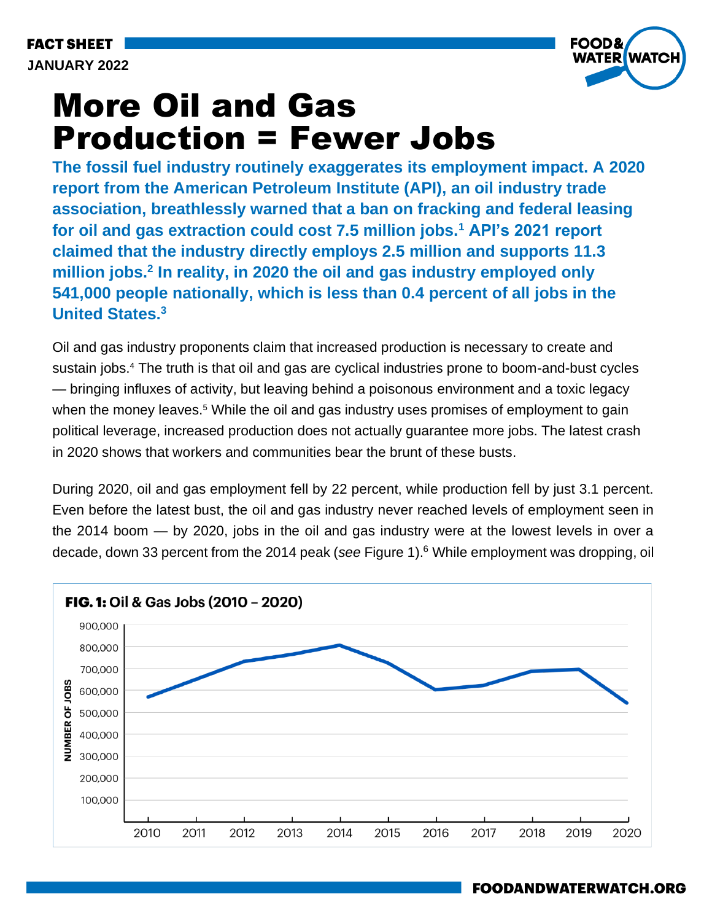FACT SHEET
JANUARY 2022

# More Oil and Gas Production = Fewer Jobs

**The fossil fuel industry routinely exaggerates its employment impact. A 2020 report from the American Petroleum Institute (API), an oil industry trade association, breathlessly warned that a ban on fracking and federal leasing for oil and gas extraction could cost 7.5 million jobs.[1] API's 2021 report claimed that the industry directly employs 2.5 million and supports 11.3 million jobs.[2] In reality, in 2020 the oil and gas industry employed only 541,000 people nationally, which is less than 0.4 percent of all jobs in the United States.[3]**

Oil and gas industry proponents claim that increased production is necessary to create and sustain jobs.[4] The truth is that oil and gas are cyclical industries prone to boom-and-bust cycles — bringing influxes of activity, but leaving behind a poisonous environment and a toxic legacy when the money leaves.[5] While the oil and gas industry uses promises of employment to gain political leverage, increased production does not actually guarantee more jobs. The latest crash in 2020 shows that workers and communities bear the brunt of these busts.

During 2020, oil and gas employment fell by 22 percent, while production fell by just 3.1 percent. Even before the latest bust, the oil and gas industry never reached levels of employment seen in the 2014 boom — by 2020, jobs in the oil and gas industry were at the lowest levels in over a decade, down 33 percent from the 2014 peak (*see* Figure 1).[6] While employment was dropping, oil

**FIG. 1:** Oil & Gas Jobs (2010 – 2020)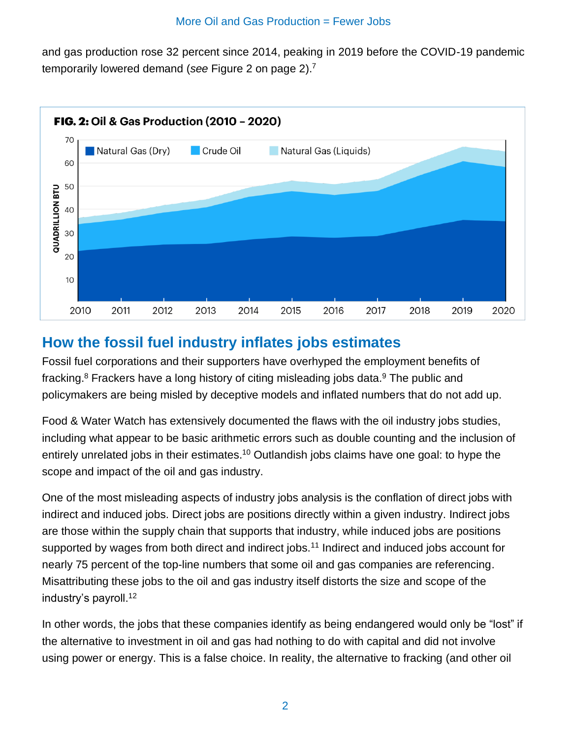and gas production rose 32 percent since 2014, peaking in 2019 before the COVID-19 pandemic temporarily lowered demand (*see* Figure 2 on page 2).[7]

**FIG. 2: Oil & Gas Production (2010 – 2020)**

## How the fossil fuel industry inflates jobs estimates

Fossil fuel corporations and their supporters have overhyped the employment benefits of fracking.[8] Frackers have a long history of citing misleading jobs data.[9] The public and policymakers are being misled by deceptive models and inflated numbers that do not add up.

Food & Water Watch has extensively documented the flaws with the oil industry jobs studies, including what appear to be basic arithmetic errors such as double counting and the inclusion of entirely unrelated jobs in their estimates.[10] Outlandish jobs claims have one goal: to hype the scope and impact of the oil and gas industry.

One of the most misleading aspects of industry jobs analysis is the conflation of direct jobs with indirect and induced jobs. Direct jobs are positions directly within a given industry. Indirect jobs are those within the supply chain that supports that industry, while induced jobs are positions supported by wages from both direct and indirect jobs.[11] Indirect and induced jobs account for nearly 75 percent of the top-line numbers that some oil and gas companies are referencing. Misattributing these jobs to the oil and gas industry itself distorts the size and scope of the industry's payroll.[12]

In other words, the jobs that these companies identify as being endangered would only be "lost" if the alternative to investment in oil and gas had nothing to do with capital and did not involve using power or energy. This is a false choice. In reality, the alternative to fracking (and other oil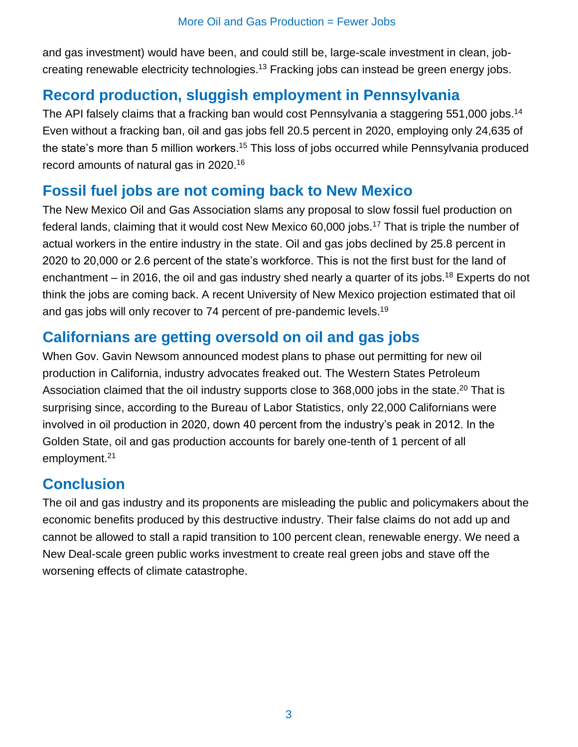and gas investment) would have been, and could still be, large-scale investment in clean, job-creating renewable electricity technologies.[13] Fracking jobs can instead be green energy jobs.

## Record production, sluggish employment in Pennsylvania

The API falsely claims that a fracking ban would cost Pennsylvania a staggering 551,000 jobs.[14] Even without a fracking ban, oil and gas jobs fell 20.5 percent in 2020, employing only 24,635 of the state's more than 5 million workers.[15] This loss of jobs occurred while Pennsylvania produced record amounts of natural gas in 2020.[16]

## Fossil fuel jobs are not coming back to New Mexico

The New Mexico Oil and Gas Association slams any proposal to slow fossil fuel production on federal lands, claiming that it would cost New Mexico 60,000 jobs.[17] That is triple the number of actual workers in the entire industry in the state. Oil and gas jobs declined by 25.8 percent in 2020 to 20,000 or 2.6 percent of the state's workforce. This is not the first bust for the land of enchantment – in 2016, the oil and gas industry shed nearly a quarter of its jobs.[18] Experts do not think the jobs are coming back. A recent University of New Mexico projection estimated that oil and gas jobs will only recover to 74 percent of pre-pandemic levels.[19]

## Californians are getting oversold on oil and gas jobs

When Gov. Gavin Newsom announced modest plans to phase out permitting for new oil production in California, industry advocates freaked out. The Western States Petroleum Association claimed that the oil industry supports close to 368,000 jobs in the state.[20] That is surprising since, according to the Bureau of Labor Statistics, only 22,000 Californians were involved in oil production in 2020, down 40 percent from the industry's peak in 2012. In the Golden State, oil and gas production accounts for barely one-tenth of 1 percent of all employment.[21]

## Conclusion

The oil and gas industry and its proponents are misleading the public and policymakers about the economic benefits produced by this destructive industry. Their false claims do not add up and cannot be allowed to stall a rapid transition to 100 percent clean, renewable energy. We need a New Deal-scale green public works investment to create real green jobs and stave off the worsening effects of climate catastrophe.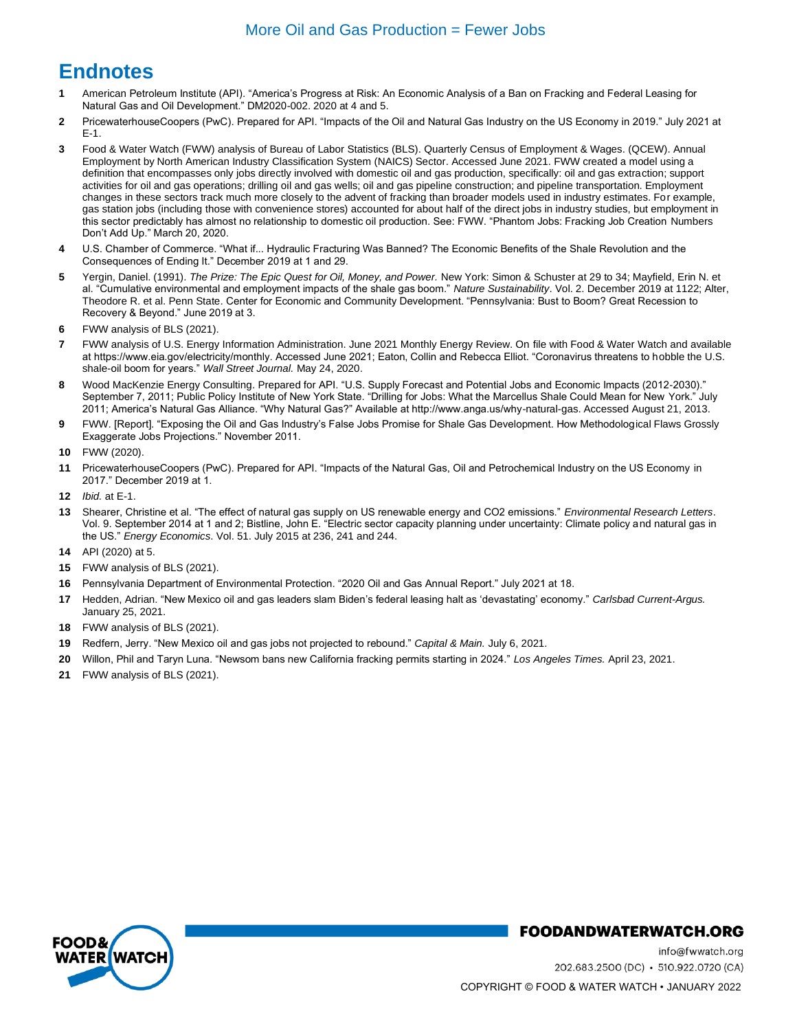# Endnotes

1. American Petroleum Institute (API). "America's Progress at Risk: An Economic Analysis of a Ban on Fracking and Federal Leasing for Natural Gas and Oil Development." DM2020-002. 2020 at 4 and 5.
2. PricewaterhouseCoopers (PwC). Prepared for API. "Impacts of the Oil and Natural Gas Industry on the US Economy in 2019." July 2021 at E-1.
3. Food & Water Watch (FWW) analysis of Bureau of Labor Statistics (BLS). Quarterly Census of Employment & Wages. (QCEW). Annual Employment by North American Industry Classification System (NAICS) Sector. Accessed June 2021. FWW created a model using a definition that encompasses only jobs directly involved with domestic oil and gas production, specifically: oil and gas extraction; support activities for oil and gas operations; drilling oil and gas wells; oil and gas pipeline construction; and pipeline transportation. Employment changes in these sectors track much more closely to the advent of fracking than broader models used in industry estimates. For example, gas station jobs (including those with convenience stores) accounted for about half of the direct jobs in industry studies, but employment in this sector predictably has almost no relationship to domestic oil production. See: FWW. "Phantom Jobs: Fracking Job Creation Numbers Don't Add Up." March 20, 2020.
4. U.S. Chamber of Commerce. "What if... Hydraulic Fracturing Was Banned? The Economic Benefits of the Shale Revolution and the Consequences of Ending It." December 2019 at 1 and 29.
5. Yergin, Daniel. (1991). *The Prize: The Epic Quest for Oil, Money, and Power.* New York: Simon & Schuster at 29 to 34; Mayfield, Erin N. et al. "Cumulative environmental and employment impacts of the shale gas boom." *Nature Sustainability*. Vol. 2. December 2019 at 1122; Alter, Theodore R. et al. Penn State. Center for Economic and Community Development. "Pennsylvania: Bust to Boom? Great Recession to Recovery & Beyond." June 2019 at 3.
6. FWW analysis of BLS (2021).
7. FWW analysis of U.S. Energy Information Administration. June 2021 Monthly Energy Review. On file with Food & Water Watch and available at https://www.eia.gov/electricity/monthly. Accessed June 2021; Eaton, Collin and Rebecca Elliot. "Coronavirus threatens to hobble the U.S. shale-oil boom for years." *Wall Street Journal.* May 24, 2020.
8. Wood MacKenzie Energy Consulting. Prepared for API. "U.S. Supply Forecast and Potential Jobs and Economic Impacts (2012-2030)." September 7, 2011; Public Policy Institute of New York State. "Drilling for Jobs: What the Marcellus Shale Could Mean for New York." July 2011; America's Natural Gas Alliance. "Why Natural Gas?" Available at http://www.anga.us/why-natural-gas. Accessed August 21, 2013.
9. FWW. [Report]. "Exposing the Oil and Gas Industry's False Jobs Promise for Shale Gas Development. How Methodological Flaws Grossly Exaggerate Jobs Projections." November 2011.
10. FWW (2020).
11. PricewaterhouseCoopers (PwC). Prepared for API. "Impacts of the Natural Gas, Oil and Petrochemical Industry on the US Economy in 2017." December 2019 at 1.
12. *Ibid.* at E-1.
13. Shearer, Christine et al. "The effect of natural gas supply on US renewable energy and CO2 emissions." *Environmental Research Letters*. Vol. 9. September 2014 at 1 and 2; Bistline, John E. "Electric sector capacity planning under uncertainty: Climate policy and natural gas in the US." *Energy Economics*. Vol. 51. July 2015 at 236, 241 and 244.
14. API (2020) at 5.
15. FWW analysis of BLS (2021).
16. Pennsylvania Department of Environmental Protection. "2020 Oil and Gas Annual Report." July 2021 at 18.
17. Hedden, Adrian. "New Mexico oil and gas leaders slam Biden's federal leasing halt as 'devastating' economy." *Carlsbad Current-Argus.* January 25, 2021.
18. FWW analysis of BLS (2021).
19. Redfern, Jerry. "New Mexico oil and gas jobs not projected to rebound." *Capital & Main.* July 6, 2021.
20. Willon, Phil and Taryn Luna. "Newsom bans new California fracking permits starting in 2024." *Los Angeles Times.* April 23, 2021.
21. FWW analysis of BLS (2021).

FOOD & WATER WATCH

FOODANDWATERWATCH.ORG

info@fwwatch.org

202.683.2500 (DC) • 510.922.0720 (CA)

COPYRIGHT © FOOD & WATER WATCH • JANUARY 2022